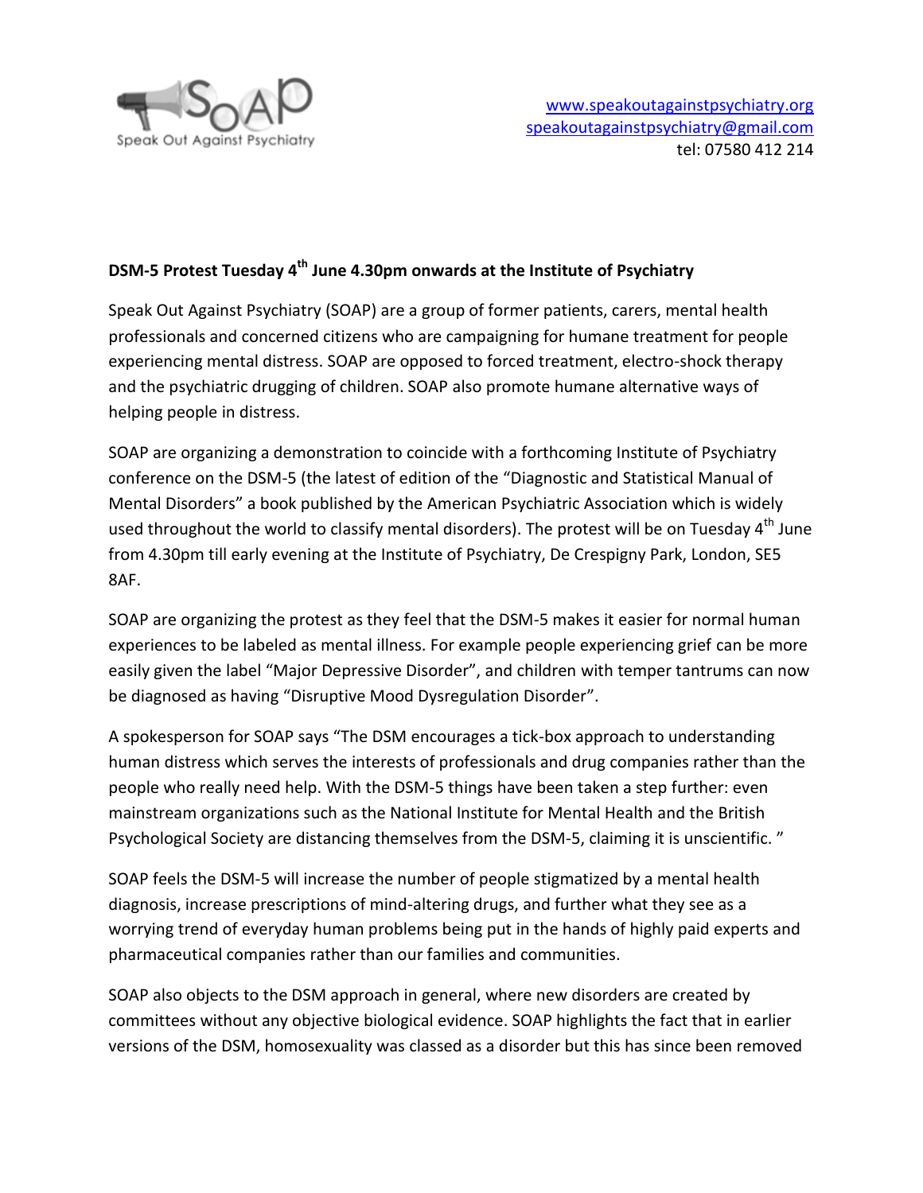Speak Out Against Psychiatry

www.speakoutagainstpsychiatry.org
speakoutagainstpsychiatry@gmail.com
tel: 07580 412 214

**DSM-5 Protest Tuesday 4th June 4.30pm onwards at the Institute of Psychiatry**

Speak Out Against Psychiatry (SOAP) are a group of former patients, carers, mental health professionals and concerned citizens who are campaigning for humane treatment for people experiencing mental distress. SOAP are opposed to forced treatment, electro-shock therapy and the psychiatric drugging of children. SOAP also promote humane alternative ways of helping people in distress.

SOAP are organizing a demonstration to coincide with a forthcoming Institute of Psychiatry conference on the DSM-5 (the latest of edition of the "Diagnostic and Statistical Manual of Mental Disorders" a book published by the American Psychiatric Association which is widely used throughout the world to classify mental disorders). The protest will be on Tuesday 4th June from 4.30pm till early evening at the Institute of Psychiatry, De Crespigny Park, London, SE5 8AF.

SOAP are organizing the protest as they feel that the DSM-5 makes it easier for normal human experiences to be labeled as mental illness. For example people experiencing grief can be more easily given the label "Major Depressive Disorder", and children with temper tantrums can now be diagnosed as having "Disruptive Mood Dysregulation Disorder".

A spokesperson for SOAP says "The DSM encourages a tick-box approach to understanding human distress which serves the interests of professionals and drug companies rather than the people who really need help. With the DSM-5 things have been taken a step further: even mainstream organizations such as the National Institute for Mental Health and the British Psychological Society are distancing themselves from the DSM-5, claiming it is unscientific. "

SOAP feels the DSM-5 will increase the number of people stigmatized by a mental health diagnosis, increase prescriptions of mind-altering drugs, and further what they see as a worrying trend of everyday human problems being put in the hands of highly paid experts and pharmaceutical companies rather than our families and communities.

SOAP also objects to the DSM approach in general, where new disorders are created by committees without any objective biological evidence. SOAP highlights the fact that in earlier versions of the DSM, homosexuality was classed as a disorder but this has since been removed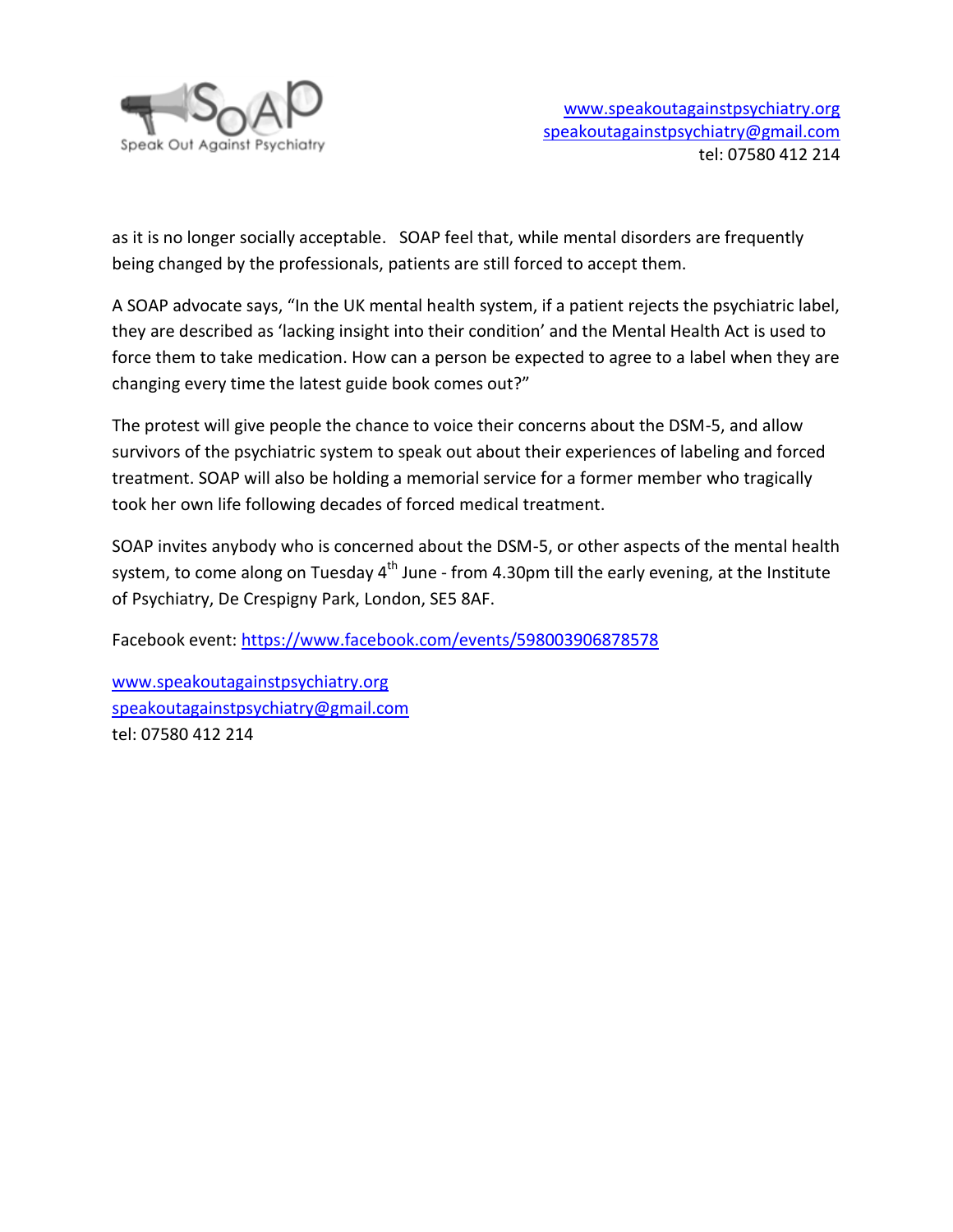as it is no longer socially acceptable. SOAP feel that, while mental disorders are frequently being changed by the professionals, patients are still forced to accept them.

A SOAP advocate says, “In the UK mental health system, if a patient rejects the psychiatric label, they are described as ‘lacking insight into their condition’ and the Mental Health Act is used to force them to take medication. How can a person be expected to agree to a label when they are changing every time the latest guide book comes out?”

The protest will give people the chance to voice their concerns about the DSM-5, and allow survivors of the psychiatric system to speak out about their experiences of labeling and forced treatment. SOAP will also be holding a memorial service for a former member who tragically took her own life following decades of forced medical treatment.

SOAP invites anybody who is concerned about the DSM-5, or other aspects of the mental health system, to come along on Tuesday 4th June - from 4.30pm till the early evening, at the Institute of Psychiatry, De Crespigny Park, London, SE5 8AF.

Facebook event: https://www.facebook.com/events/598003906878578

www.speakoutagainstpsychiatry.org
speakoutagainstpsychiatry@gmail.com
tel: 07580 412 214